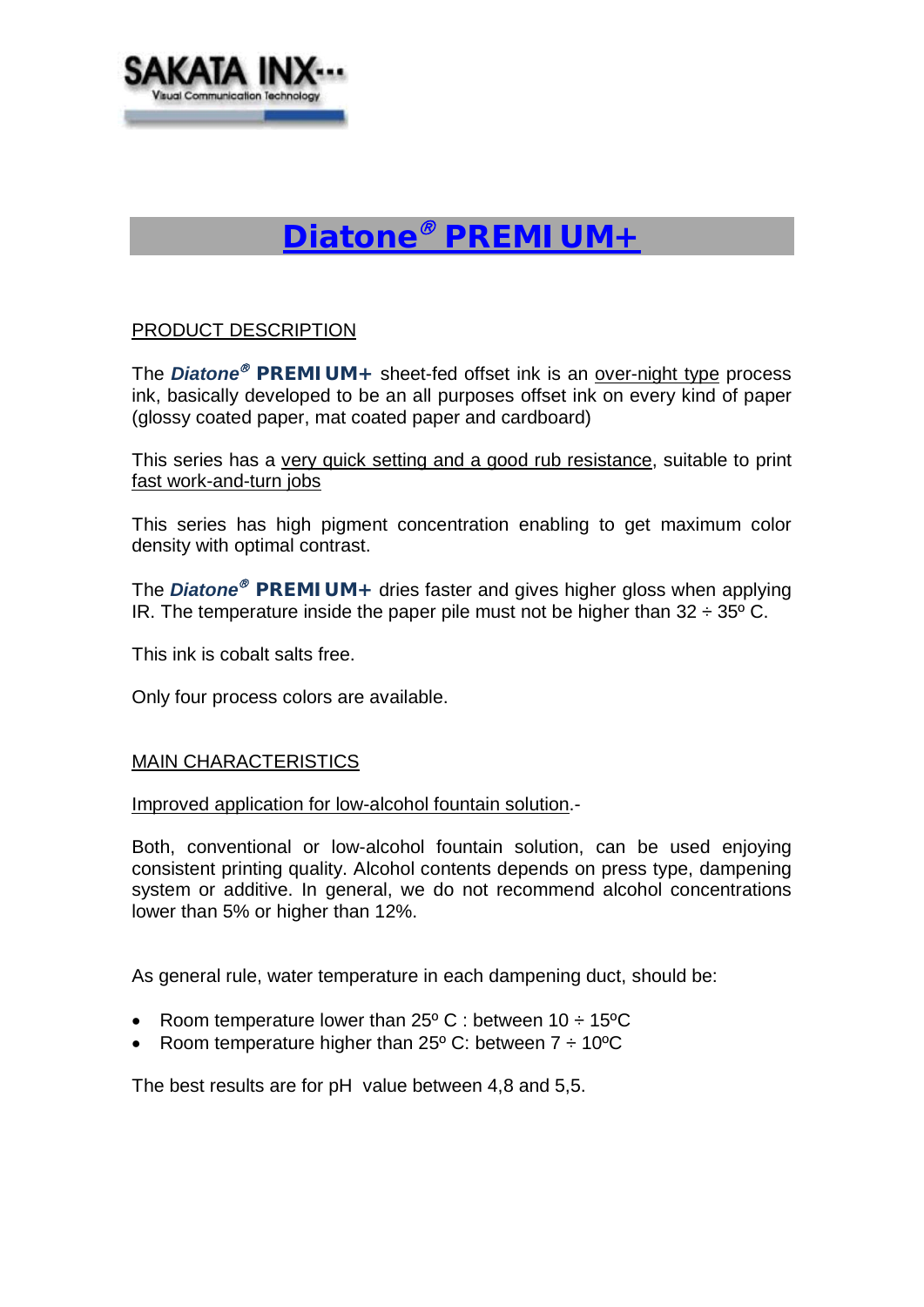# Diatone® PREMIUM+

## PRODUCT DESCRIPTION

The ***Diatone®*** **PREMIUM+** sheet-fed offset ink is an over-night type process ink, basically developed to be an all purposes offset ink on every kind of paper (glossy coated paper, mat coated paper and cardboard)

This series has a very quick setting and a good rub resistance, suitable to print fast work-and-turn jobs

This series has high pigment concentration enabling to get maximum color density with optimal contrast.

The ***Diatone®*** **PREMIUM+** dries faster and gives higher gloss when applying IR. The temperature inside the paper pile must not be higher than 32 ÷ 35º C.

This ink is cobalt salts free.

Only four process colors are available.

## MAIN CHARACTERISTICS

Improved application for low-alcohol fountain solution.-

Both, conventional or low-alcohol fountain solution, can be used enjoying consistent printing quality. Alcohol contents depends on press type, dampening system or additive. In general, we do not recommend alcohol concentrations lower than 5% or higher than 12%.

As general rule, water temperature in each dampening duct, should be:

- Room temperature lower than 25º C : between 10 ÷ 15ºC
- Room temperature higher than 25º C: between 7 ÷ 10ºC

The best results are for pH value between 4,8 and 5,5.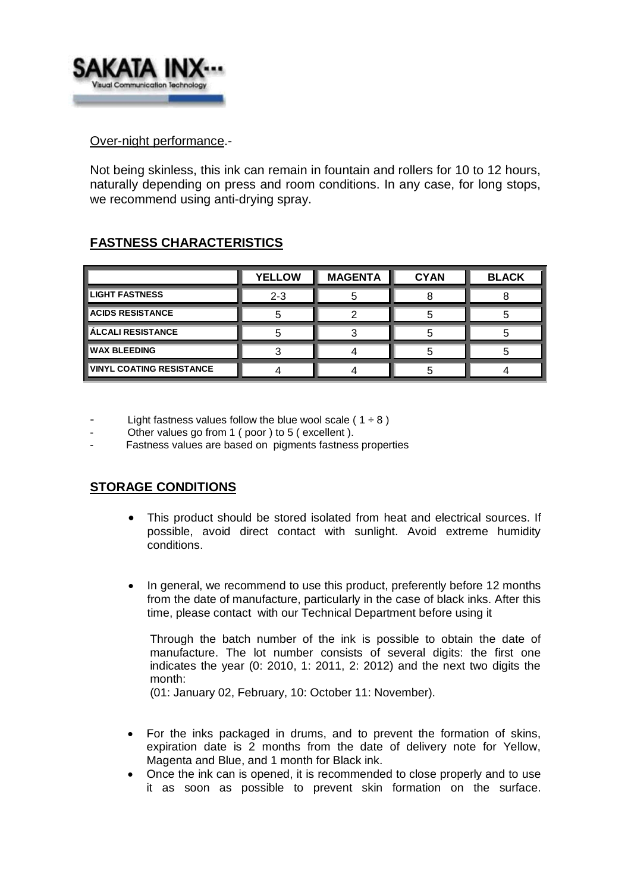Over-night performance.-

Not being skinless, this ink can remain in fountain and rollers for 10 to 12 hours, naturally depending on press and room conditions. In any case, for long stops, we recommend using anti-drying spray.

## FASTNESS CHARACTERISTICS

| | YELLOW | MAGENTA | CYAN | BLACK |
|---|---|---|---|---|
| LIGHT FASTNESS | 2-3 | 5 | 8 | 8 |
| ACIDS RESISTANCE | 5 | 2 | 5 | 5 |
| ÁLCALI RESISTANCE | 5 | 3 | 5 | 5 |
| WAX BLEEDING | 3 | 4 | 5 | 5 |
| VINYL COATING RESISTANCE | 4 | 4 | 5 | 4 |

- Light fastness values follow the blue wool scale ( 1 ÷ 8 )
- Other values go from 1 ( poor ) to 5 ( excellent ).
- Fastness values are based on pigments fastness properties

## STORAGE CONDITIONS

- This product should be stored isolated from heat and electrical sources. If possible, avoid direct contact with sunlight. Avoid extreme humidity conditions.

- In general, we recommend to use this product, preferently before 12 months from the date of manufacture, particularly in the case of black inks. After this time, please contact with our Technical Department before using it

  Through the batch number of the ink is possible to obtain the date of manufacture. The lot number consists of several digits: the first one indicates the year (0: 2010, 1: 2011, 2: 2012) and the next two digits the month:
  (01: January 02, February, 10: October 11: November).

- For the inks packaged in drums, and to prevent the formation of skins, expiration date is 2 months from the date of delivery note for Yellow, Magenta and Blue, and 1 month for Black ink.
- Once the ink can is opened, it is recommended to close properly and to use it as soon as possible to prevent skin formation on the surface.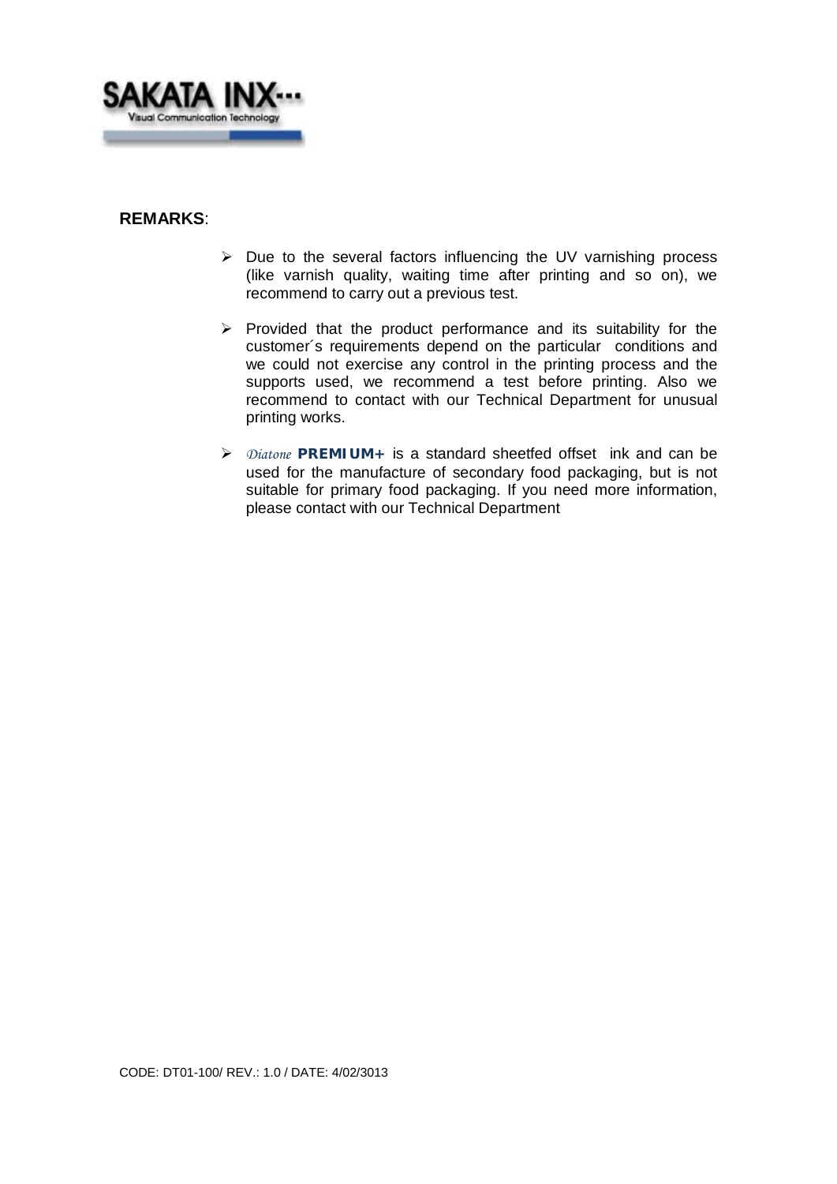**REMARKS**:

- Due to the several factors influencing the UV varnishing process (like varnish quality, waiting time after printing and so on), we recommend to carry out a previous test.
- Provided that the product performance and its suitability for the customer´s requirements depend on the particular conditions and we could not exercise any control in the printing process and the supports used, we recommend a test before printing. Also we recommend to contact with our Technical Department for unusual printing works.
- *Diatone* **PREMIUM+** is a standard sheetfed offset ink and can be used for the manufacture of secondary food packaging, but is not suitable for primary food packaging. If you need more information, please contact with our Technical Department

CODE: DT01-100/ REV.: 1.0 / DATE: 4/02/3013